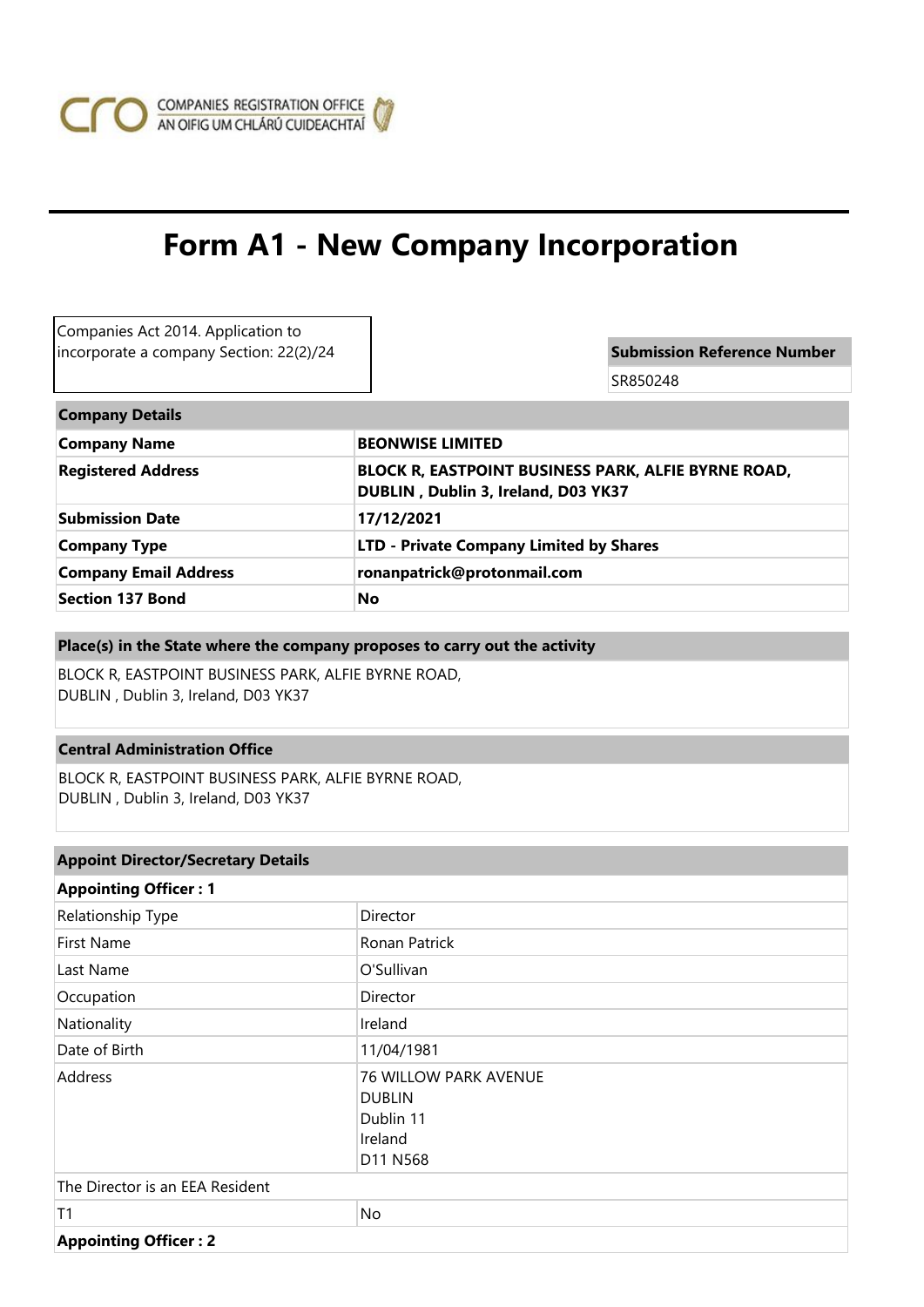COMPANIES REGISTRATION OFFICE
AN OIFIG UM CHLÁRÚ CUIDEACHTAÍ

# Form A1 - New Company Incorporation

Companies Act 2014. Application to incorporate a company Section: 22(2)/24

| Submission Reference Number |
| --- |
| SR850248 |

| Company Details | |
| --- | --- |
| **Company Name** | **BEONWISE LIMITED** |
| **Registered Address** | **BLOCK R, EASTPOINT BUSINESS PARK, ALFIE BYRNE ROAD, DUBLIN , Dublin 3, Ireland, D03 YK37** |
| **Submission Date** | **17/12/2021** |
| **Company Type** | **LTD - Private Company Limited by Shares** |
| **Company Email Address** | **ronanpatrick@protonmail.com** |
| **Section 137 Bond** | **No** |

**Place(s) in the State where the company proposes to carry out the activity**

BLOCK R, EASTPOINT BUSINESS PARK, ALFIE BYRNE ROAD,
DUBLIN , Dublin 3, Ireland, D03 YK37

**Central Administration Office**

BLOCK R, EASTPOINT BUSINESS PARK, ALFIE BYRNE ROAD,
DUBLIN , Dublin 3, Ireland, D03 YK37

| Appoint Director/Secretary Details | |
| --- | --- |
| **Appointing Officer : 1** | |
| Relationship Type | Director |
| First Name | Ronan Patrick |
| Last Name | O'Sullivan |
| Occupation | Director |
| Nationality | Ireland |
| Date of Birth | 11/04/1981 |
| Address | 76 WILLOW PARK AVENUE<br>DUBLIN<br>Dublin 11<br>Ireland<br>D11 N568 |
| The Director is an EEA Resident | |
| T1 | No |
| **Appointing Officer : 2** | |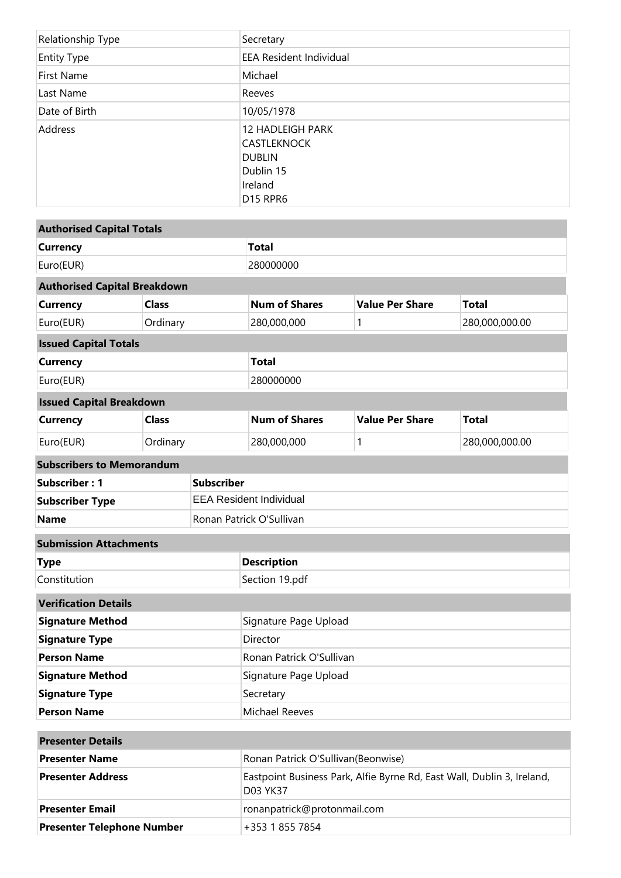| | |
|---|---|
| Relationship Type | Secretary |
| Entity Type | EEA Resident Individual |
| First Name | Michael |
| Last Name | Reeves |
| Date of Birth | 10/05/1978 |
| Address | 12 HADLEIGH PARK<br>CASTLEKNOCK<br>DUBLIN<br>Dublin 15<br>Ireland<br>D15 RPR6 |

| **Authorised Capital Totals** | |
|---|---|
| **Currency** | **Total** |
| Euro(EUR) | 280000000 |

| **Authorised Capital Breakdown** | | | | |
|---|---|---|---|---|
| **Currency** | **Class** | **Num of Shares** | **Value Per Share** | **Total** |
| Euro(EUR) | Ordinary | 280,000,000 | 1 | 280,000,000.00 |

| **Issued Capital Totals** | |
|---|---|
| **Currency** | **Total** |
| Euro(EUR) | 280000000 |

| **Issued Capital Breakdown** | | | | |
|---|---|---|---|---|
| **Currency** | **Class** | **Num of Shares** | **Value Per Share** | **Total** |
| Euro(EUR) | Ordinary | 280,000,000 | 1 | 280,000,000.00 |

| **Subscribers to Memorandum** | |
|---|---|
| **Subscriber : 1** | **Subscriber** |
| **Subscriber Type** | EEA Resident Individual |
| **Name** | Ronan Patrick O'Sullivan |

| **Submission Attachments** | |
|---|---|
| **Type** | **Description** |
| Constitution | Section 19.pdf |

| **Verification Details** | |
|---|---|
| **Signature Method** | Signature Page Upload |
| **Signature Type** | Director |
| **Person Name** | Ronan Patrick O'Sullivan |
| **Signature Method** | Signature Page Upload |
| **Signature Type** | Secretary |
| **Person Name** | Michael Reeves |

| **Presenter Details** | |
|---|---|
| **Presenter Name** | Ronan Patrick O'Sullivan(Beonwise) |
| **Presenter Address** | Eastpoint Business Park, Alfie Byrne Rd, East Wall, Dublin 3, Ireland, D03 YK37 |
| **Presenter Email** | ronanpatrick@protonmail.com |
| **Presenter Telephone Number** | +353 1 855 7854 |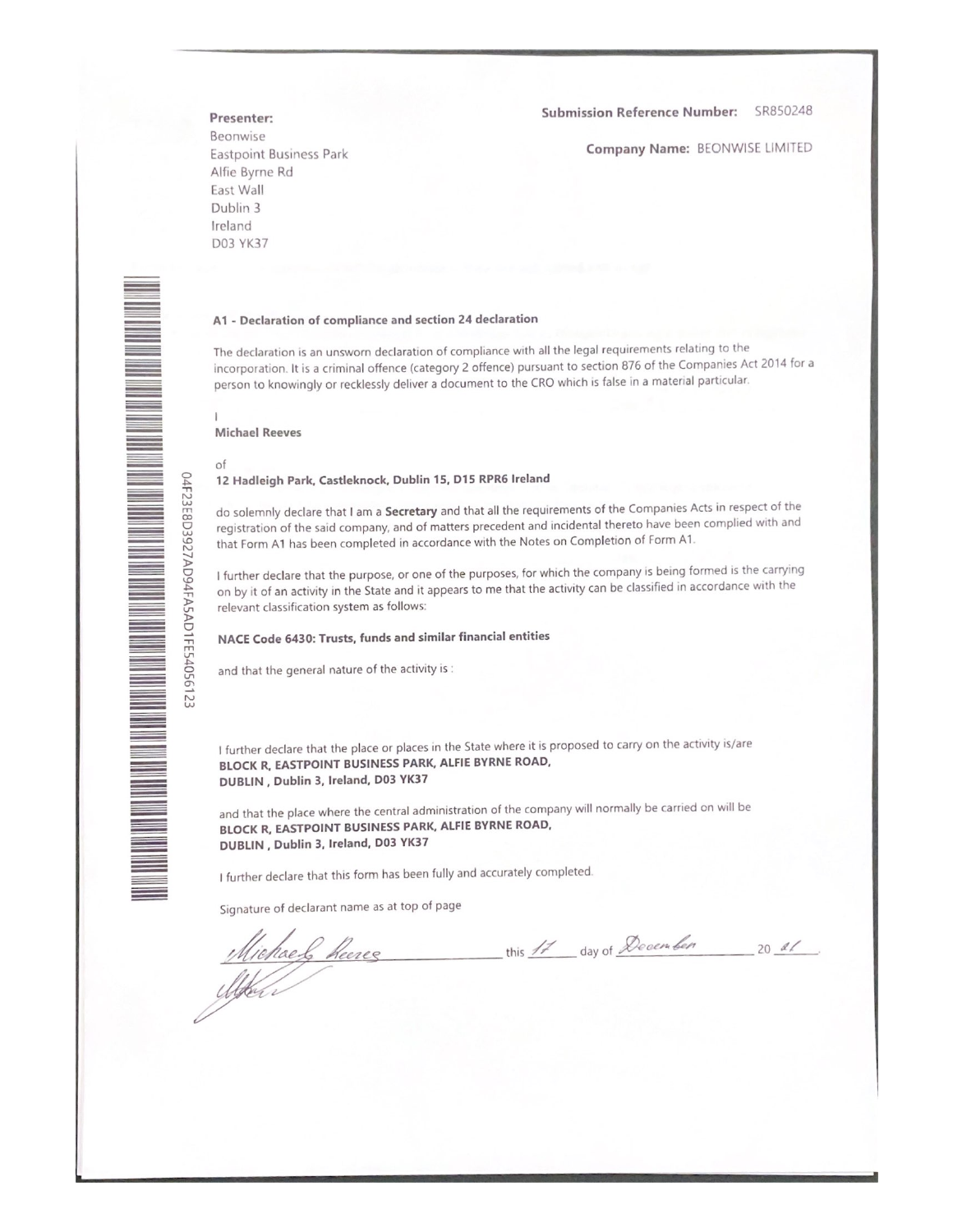**Presenter:**
Beonwise
Eastpoint Business Park
Alfie Byrne Rd
East Wall
Dublin 3
Ireland
D03 YK37

**Submission Reference Number:** SR850248

**Company Name:** BEONWISE LIMITED

04F23E8D3927AD94FA5AD1FE54056123

### A1 - Declaration of compliance and section 24 declaration

The declaration is an unsworn declaration of compliance with all the legal requirements relating to the incorporation. It is a criminal offence (category 2 offence) pursuant to section 876 of the Companies Act 2014 for a person to knowingly or recklessly deliver a document to the CRO which is false in a material particular.

I
**Michael Reeves**

of
**12 Hadleigh Park, Castleknock, Dublin 15, D15 RPR6 Ireland**

do solemnly declare that I am a **Secretary** and that all the requirements of the Companies Acts in respect of the registration of the said company, and of matters precedent and incidental thereto have been complied with and that Form A1 has been completed in accordance with the Notes on Completion of Form A1.

I further declare that the purpose, or one of the purposes, for which the company is being formed is the carrying on by it of an activity in the State and it appears to me that the activity can be classified in accordance with the relevant classification system as follows:

**NACE Code 6430: Trusts, funds and similar financial entities**

and that the general nature of the activity is :

I further declare that the place or places in the State where it is proposed to carry on the activity is/are
**BLOCK R, EASTPOINT BUSINESS PARK, ALFIE BYRNE ROAD, DUBLIN , Dublin 3, Ireland, D03 YK37**

and that the place where the central administration of the company will normally be carried on will be
**BLOCK R, EASTPOINT BUSINESS PARK, ALFIE BYRNE ROAD, DUBLIN , Dublin 3, Ireland, D03 YK37**

I further declare that this form has been fully and accurately completed.

Signature of declarant name as at top of page

Michael Reeves ____________ this 17 day of December 20 21.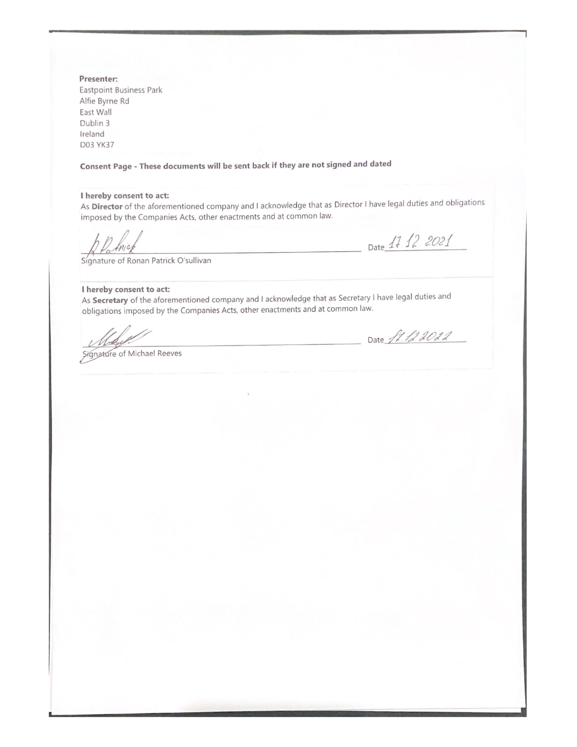**Presenter:**
Eastpoint Business Park
Alfie Byrne Rd
East Wall
Dublin 3
Ireland
D03 YK37

**Consent Page - These documents will be sent back if they are not signed and dated**

**I hereby consent to act:**
As **Director** of the aforementioned company and I acknowledge that as Director I have legal duties and obligations imposed by the Companies Acts, other enactments and at common law.

_R Patrick_ Date _17 12 2021_
Signature of Ronan Patrick O'sullivan

**I hereby consent to act:**
As **Secretary** of the aforementioned company and I acknowledge that as Secretary I have legal duties and obligations imposed by the Companies Acts, other enactments and at common law.

_[signature]_ Date _17.12.2022_
Signature of Michael Reeves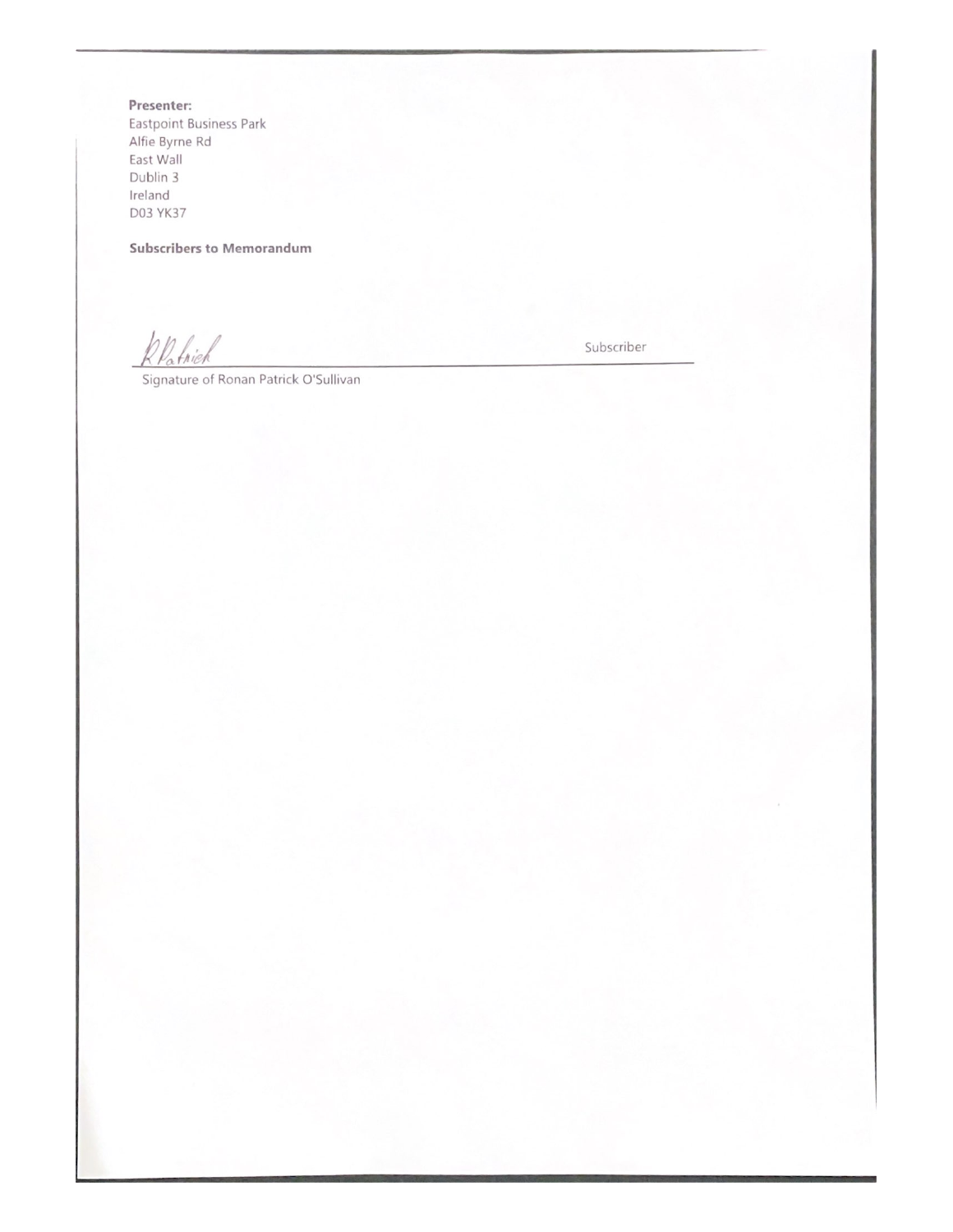**Presenter:**
Eastpoint Business Park
Alfie Byrne Rd
East Wall
Dublin 3
Ireland
D03 YK37

**Subscribers to Memorandum**

RPatrick

Subscriber

Signature of Ronan Patrick O'Sullivan